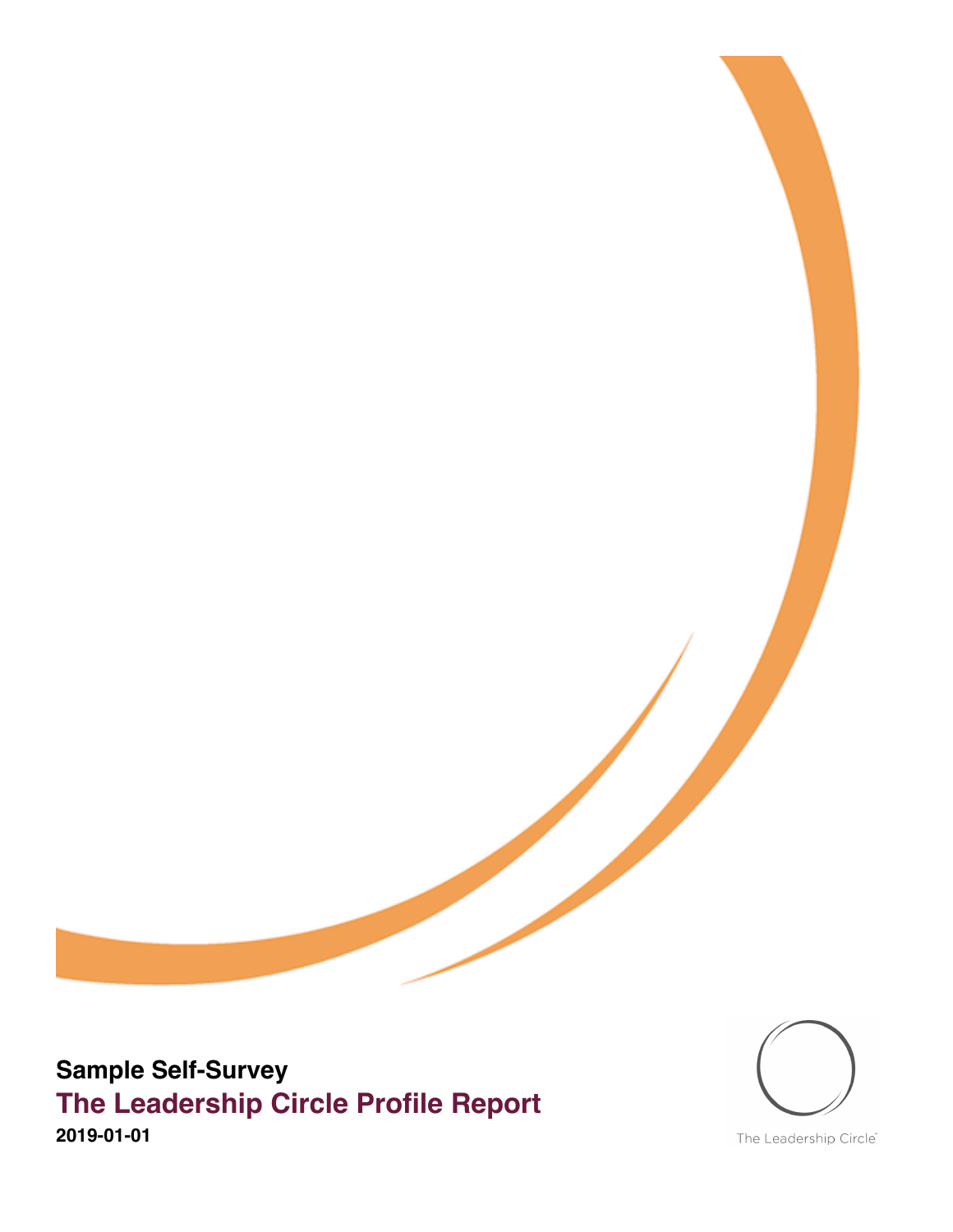**Sample Self-Survey**

# The Leadership Circle Profile Report

**2019-01-01**

The Leadership Circle™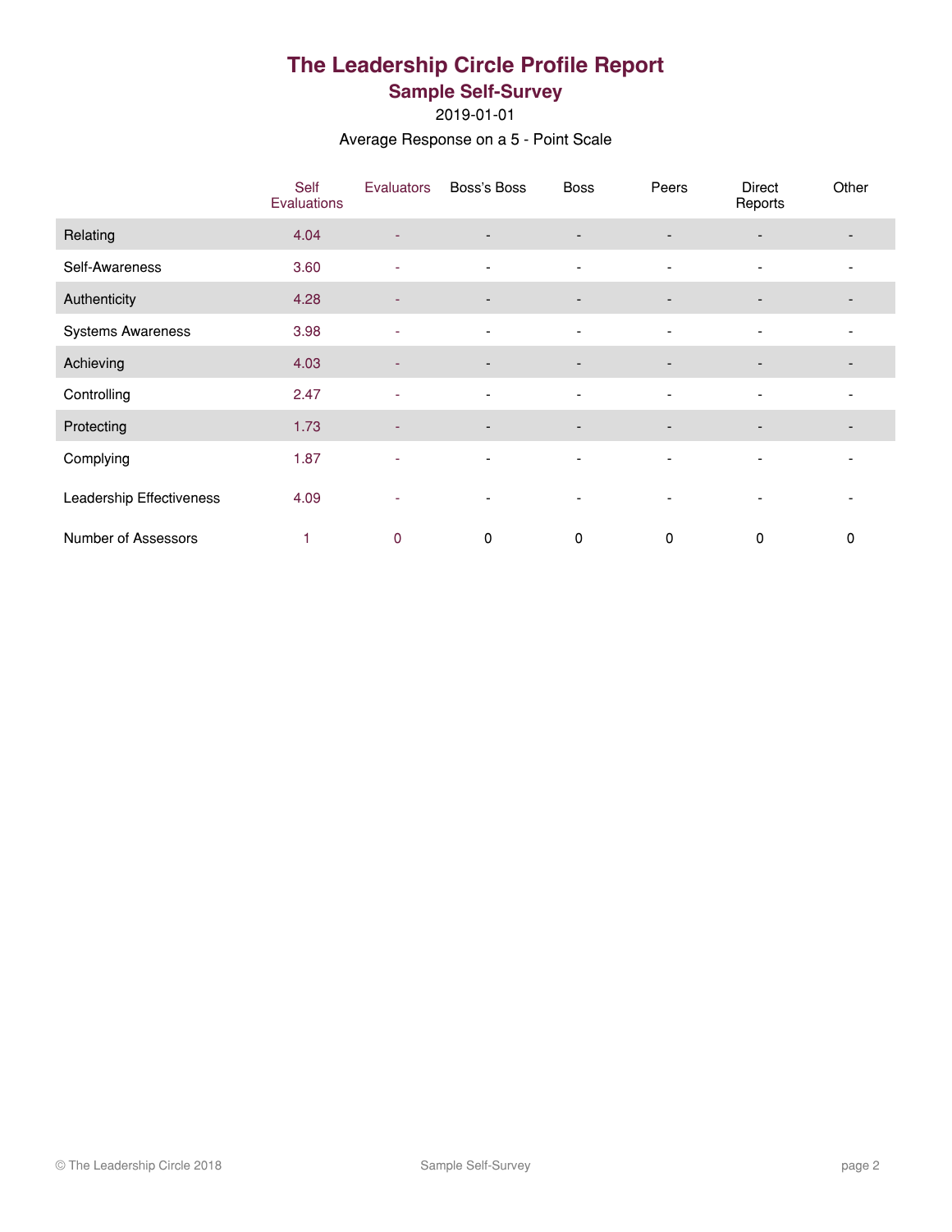# The Leadership Circle Profile Report

## Sample Self-Survey

2019-01-01

Average Response on a 5 - Point Scale

| | Self Evaluations | Evaluators | Boss's Boss | Boss | Peers | Direct Reports | Other |
|---|---|---|---|---|---|---|---|
| Relating | 4.04 | - | - | - | - | - | - |
| Self-Awareness | 3.60 | - | - | - | - | - | - |
| Authenticity | 4.28 | - | - | - | - | - | - |
| Systems Awareness | 3.98 | - | - | - | - | - | - |
| Achieving | 4.03 | - | - | - | - | - | - |
| Controlling | 2.47 | - | - | - | - | - | - |
| Protecting | 1.73 | - | - | - | - | - | - |
| Complying | 1.87 | - | - | - | - | - | - |
| Leadership Effectiveness | 4.09 | - | - | - | - | - | - |
| Number of Assessors | 1 | 0 | 0 | 0 | 0 | 0 | 0 |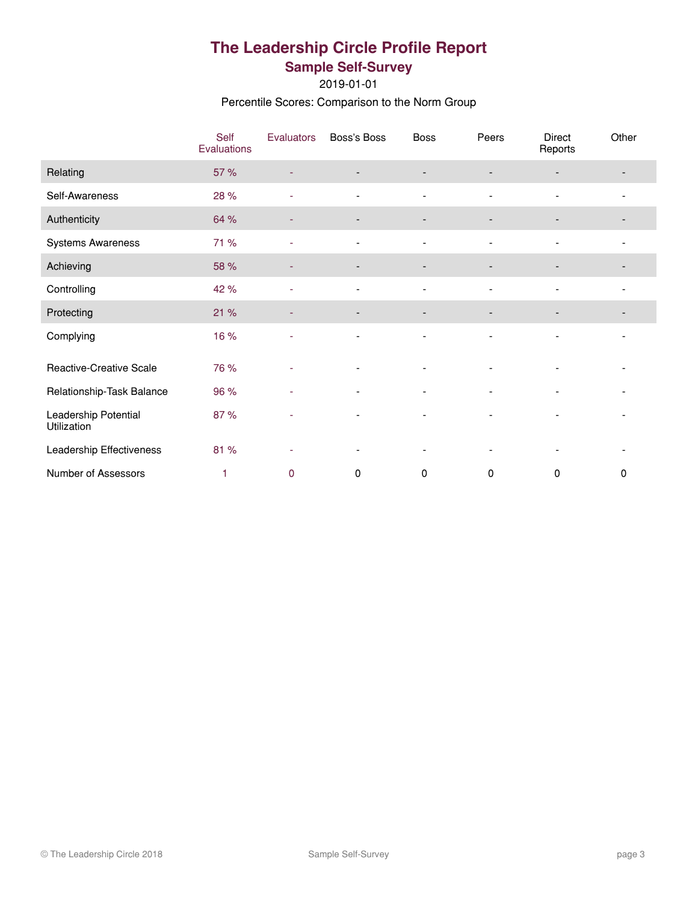# The Leadership Circle Profile Report

## Sample Self-Survey

2019-01-01

Percentile Scores: Comparison to the Norm Group

| | Self Evaluations | Evaluators | Boss's Boss | Boss | Peers | Direct Reports | Other |
|---|---|---|---|---|---|---|---|
| Relating | 57 % | - | - | - | - | - | - |
| Self-Awareness | 28 % | - | - | - | - | - | - |
| Authenticity | 64 % | - | - | - | - | - | - |
| Systems Awareness | 71 % | - | - | - | - | - | - |
| Achieving | 58 % | - | - | - | - | - | - |
| Controlling | 42 % | - | - | - | - | - | - |
| Protecting | 21 % | - | - | - | - | - | - |
| Complying | 16 % | - | - | - | - | - | - |
| Reactive-Creative Scale | 76 % | - | - | - | - | - | - |
| Relationship-Task Balance | 96 % | - | - | - | - | - | - |
| Leadership Potential Utilization | 87 % | - | - | - | - | - | - |
| Leadership Effectiveness | 81 % | - | - | - | - | - | - |
| Number of Assessors | 1 | 0 | 0 | 0 | 0 | 0 | 0 |

© The Leadership Circle 2018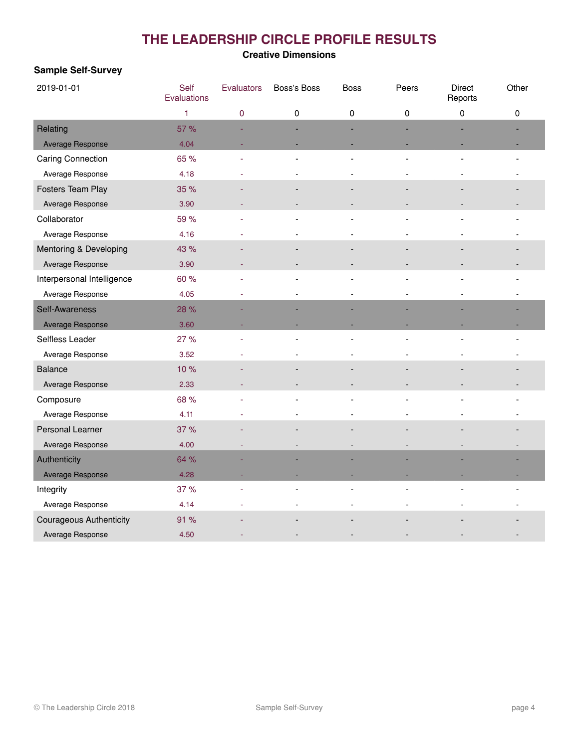# THE LEADERSHIP CIRCLE PROFILE RESULTS

**Creative Dimensions**

**Sample Self-Survey**

| 2019-01-01 | Self Evaluations | Evaluators | Boss's Boss | Boss | Peers | Direct Reports | Other |
|---|---|---|---|---|---|---|---|
| | 1 | 0 | 0 | 0 | 0 | 0 | 0 |
| Relating | 57 % | - | - | - | - | - | - |
| Average Response | 4.04 | - | - | - | - | - | - |
| Caring Connection | 65 % | - | - | - | - | - | - |
| Average Response | 4.18 | - | - | - | - | - | - |
| Fosters Team Play | 35 % | - | - | - | - | - | - |
| Average Response | 3.90 | - | - | - | - | - | - |
| Collaborator | 59 % | - | - | - | - | - | - |
| Average Response | 4.16 | - | - | - | - | - | - |
| Mentoring & Developing | 43 % | - | - | - | - | - | - |
| Average Response | 3.90 | - | - | - | - | - | - |
| Interpersonal Intelligence | 60 % | - | - | - | - | - | - |
| Average Response | 4.05 | - | - | - | - | - | - |
| Self-Awareness | 28 % | - | - | - | - | - | - |
| Average Response | 3.60 | - | - | - | - | - | - |
| Selfless Leader | 27 % | - | - | - | - | - | - |
| Average Response | 3.52 | - | - | - | - | - | - |
| Balance | 10 % | - | - | - | - | - | - |
| Average Response | 2.33 | - | - | - | - | - | - |
| Composure | 68 % | - | - | - | - | - | - |
| Average Response | 4.11 | - | - | - | - | - | - |
| Personal Learner | 37 % | - | - | - | - | - | - |
| Average Response | 4.00 | - | - | - | - | - | - |
| Authenticity | 64 % | - | - | - | - | - | - |
| Average Response | 4.28 | - | - | - | - | - | - |
| Integrity | 37 % | - | - | - | - | - | - |
| Average Response | 4.14 | - | - | - | - | - | - |
| Courageous Authenticity | 91 % | - | - | - | - | - | - |
| Average Response | 4.50 | - | - | - | - | - | - |

© The Leadership Circle 2018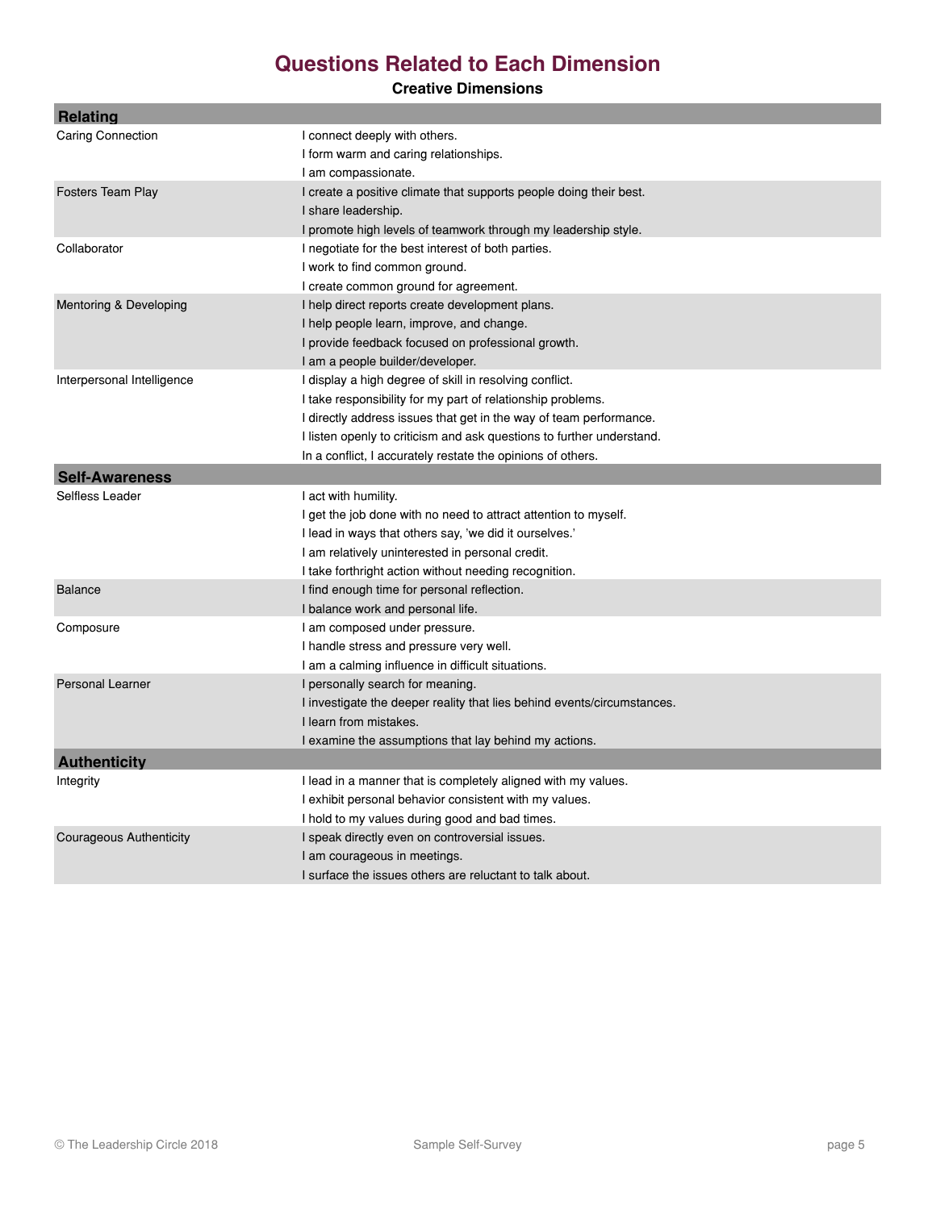# Questions Related to Each Dimension

**Creative Dimensions**

| Relating | |
|---|---|
| Caring Connection | I connect deeply with others. |
| | I form warm and caring relationships. |
| | I am compassionate. |
| Fosters Team Play | I create a positive climate that supports people doing their best. |
| | I share leadership. |
| | I promote high levels of teamwork through my leadership style. |
| Collaborator | I negotiate for the best interest of both parties. |
| | I work to find common ground. |
| | I create common ground for agreement. |
| Mentoring & Developing | I help direct reports create development plans. |
| | I help people learn, improve, and change. |
| | I provide feedback focused on professional growth. |
| | I am a people builder/developer. |
| Interpersonal Intelligence | I display a high degree of skill in resolving conflict. |
| | I take responsibility for my part of relationship problems. |
| | I directly address issues that get in the way of team performance. |
| | I listen openly to criticism and ask questions to further understand. |
| | In a conflict, I accurately restate the opinions of others. |
| **Self-Awareness** | |
| Selfless Leader | I act with humility. |
| | I get the job done with no need to attract attention to myself. |
| | I lead in ways that others say, 'we did it ourselves.' |
| | I am relatively uninterested in personal credit. |
| | I take forthright action without needing recognition. |
| Balance | I find enough time for personal reflection. |
| | I balance work and personal life. |
| Composure | I am composed under pressure. |
| | I handle stress and pressure very well. |
| | I am a calming influence in difficult situations. |
| Personal Learner | I personally search for meaning. |
| | I investigate the deeper reality that lies behind events/circumstances. |
| | I learn from mistakes. |
| | I examine the assumptions that lay behind my actions. |
| **Authenticity** | |
| Integrity | I lead in a manner that is completely aligned with my values. |
| | I exhibit personal behavior consistent with my values. |
| | I hold to my values during good and bad times. |
| Courageous Authenticity | I speak directly even on controversial issues. |
| | I am courageous in meetings. |
| | I surface the issues others are reluctant to talk about. |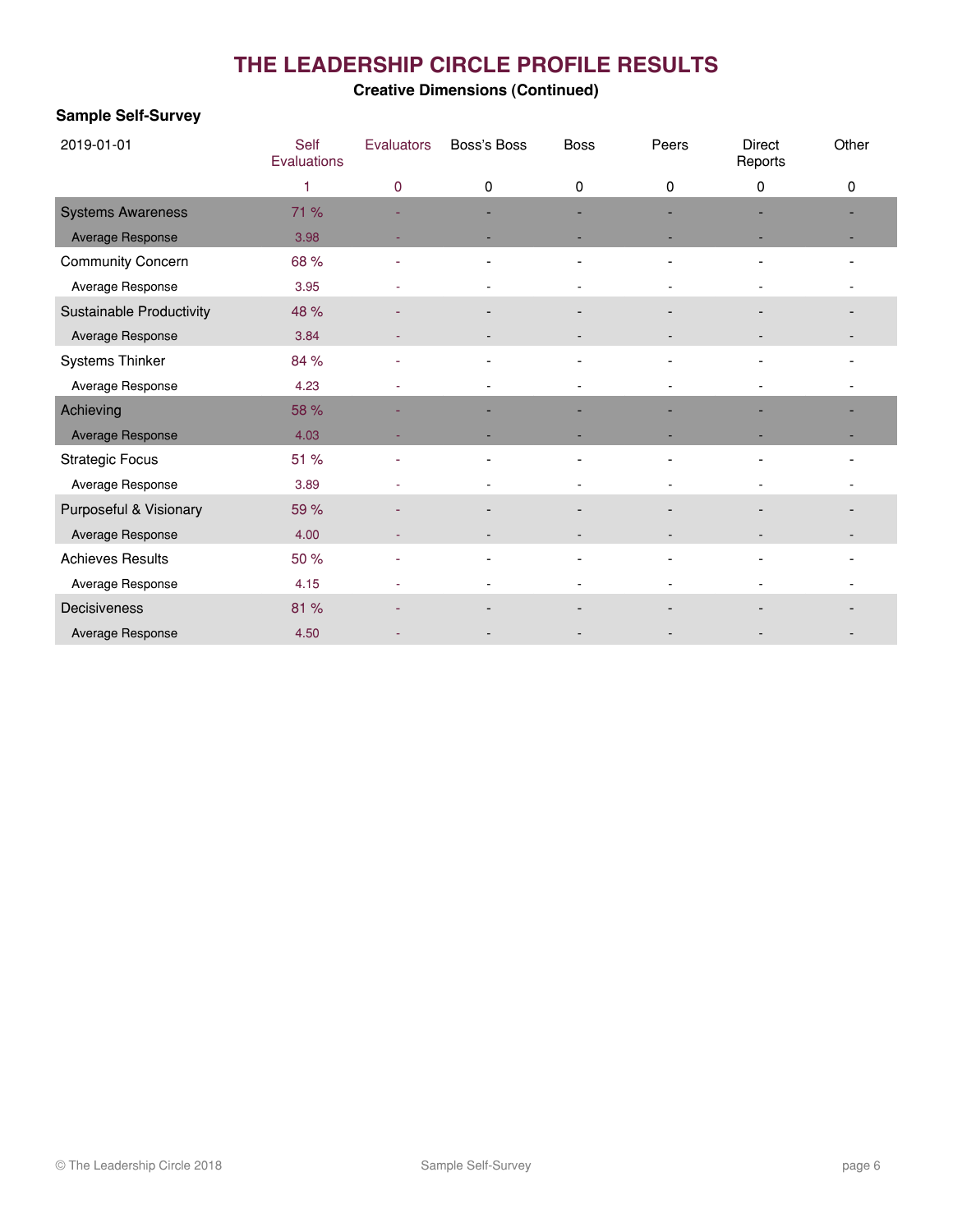# THE LEADERSHIP CIRCLE PROFILE RESULTS

**Creative Dimensions (Continued)**

**Sample Self-Survey**

| 2019-01-01 | Self Evaluations | Evaluators | Boss's Boss | Boss | Peers | Direct Reports | Other |
|---|---|---|---|---|---|---|---|
| | 1 | 0 | 0 | 0 | 0 | 0 | 0 |
| Systems Awareness | 71 % | - | - | - | - | - | - |
| Average Response | 3.98 | - | - | - | - | - | - |
| Community Concern | 68 % | - | - | - | - | - | - |
| Average Response | 3.95 | - | - | - | - | - | - |
| Sustainable Productivity | 48 % | - | - | - | - | - | - |
| Average Response | 3.84 | - | - | - | - | - | - |
| Systems Thinker | 84 % | - | - | - | - | - | - |
| Average Response | 4.23 | - | - | - | - | - | - |
| Achieving | 58 % | - | - | - | - | - | - |
| Average Response | 4.03 | - | - | - | - | - | - |
| Strategic Focus | 51 % | - | - | - | - | - | - |
| Average Response | 3.89 | - | - | - | - | - | - |
| Purposeful & Visionary | 59 % | - | - | - | - | - | - |
| Average Response | 4.00 | - | - | - | - | - | - |
| Achieves Results | 50 % | - | - | - | - | - | - |
| Average Response | 4.15 | - | - | - | - | - | - |
| Decisiveness | 81 % | - | - | - | - | - | - |
| Average Response | 4.50 | - | - | - | - | - | - |

© The Leadership Circle 2018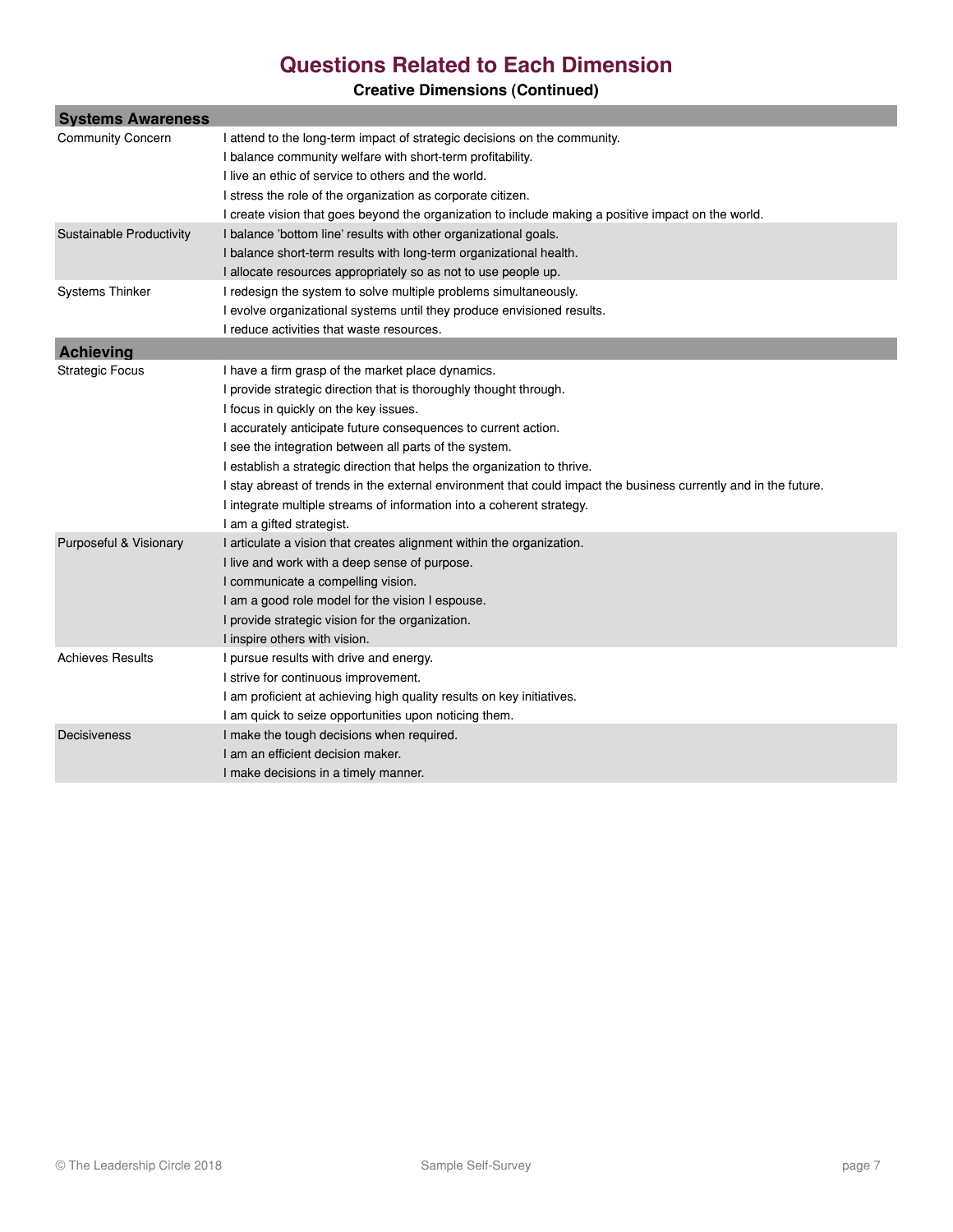# Questions Related to Each Dimension

**Creative Dimensions (Continued)**

| **Systems Awareness** | |
|---|---|
| Community Concern | I attend to the long-term impact of strategic decisions on the community. |
| | I balance community welfare with short-term profitability. |
| | I live an ethic of service to others and the world. |
| | I stress the role of the organization as corporate citizen. |
| | I create vision that goes beyond the organization to include making a positive impact on the world. |
| Sustainable Productivity | I balance 'bottom line' results with other organizational goals. |
| | I balance short-term results with long-term organizational health. |
| | I allocate resources appropriately so as not to use people up. |
| Systems Thinker | I redesign the system to solve multiple problems simultaneously. |
| | I evolve organizational systems until they produce envisioned results. |
| | I reduce activities that waste resources. |
| **Achieving** | |
| Strategic Focus | I have a firm grasp of the market place dynamics. |
| | I provide strategic direction that is thoroughly thought through. |
| | I focus in quickly on the key issues. |
| | I accurately anticipate future consequences to current action. |
| | I see the integration between all parts of the system. |
| | I establish a strategic direction that helps the organization to thrive. |
| | I stay abreast of trends in the external environment that could impact the business currently and in the future. |
| | I integrate multiple streams of information into a coherent strategy. |
| | I am a gifted strategist. |
| Purposeful & Visionary | I articulate a vision that creates alignment within the organization. |
| | I live and work with a deep sense of purpose. |
| | I communicate a compelling vision. |
| | I am a good role model for the vision I espouse. |
| | I provide strategic vision for the organization. |
| | I inspire others with vision. |
| Achieves Results | I pursue results with drive and energy. |
| | I strive for continuous improvement. |
| | I am proficient at achieving high quality results on key initiatives. |
| | I am quick to seize opportunities upon noticing them. |
| Decisiveness | I make the tough decisions when required. |
| | I am an efficient decision maker. |
| | I make decisions in a timely manner. |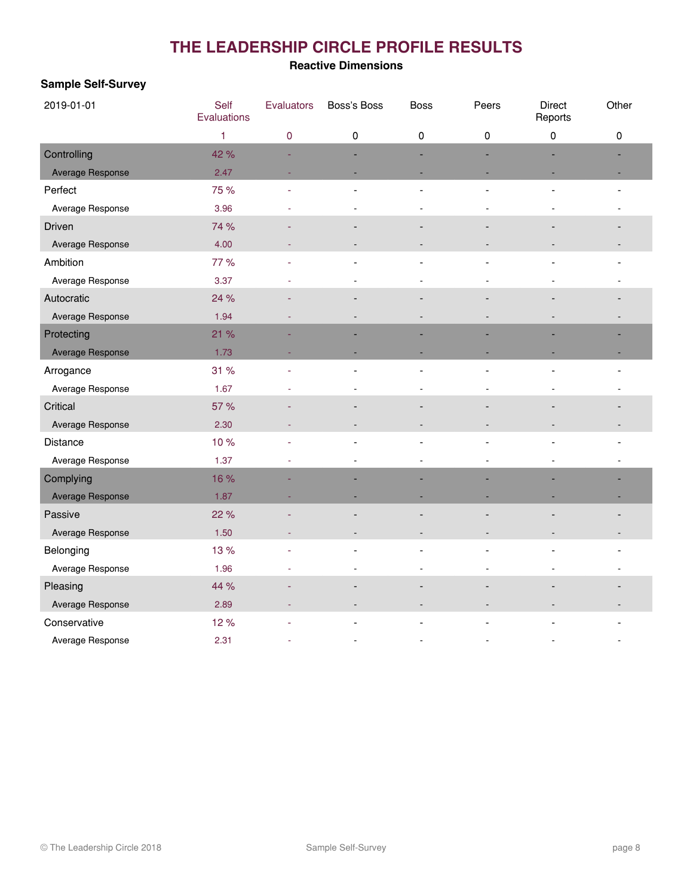# THE LEADERSHIP CIRCLE PROFILE RESULTS

**Reactive Dimensions**

**Sample Self-Survey**

| 2019-01-01 | Self Evaluations | Evaluators | Boss's Boss | Boss | Peers | Direct Reports | Other |
|---|---|---|---|---|---|---|---|
| | 1 | 0 | 0 | 0 | 0 | 0 | 0 |
| Controlling | 42 % | - | - | - | - | - | - |
| Average Response | 2.47 | - | - | - | - | - | - |
| Perfect | 75 % | - | - | - | - | - | - |
| Average Response | 3.96 | - | - | - | - | - | - |
| Driven | 74 % | - | - | - | - | - | - |
| Average Response | 4.00 | - | - | - | - | - | - |
| Ambition | 77 % | - | - | - | - | - | - |
| Average Response | 3.37 | - | - | - | - | - | - |
| Autocratic | 24 % | - | - | - | - | - | - |
| Average Response | 1.94 | - | - | - | - | - | - |
| Protecting | 21 % | - | - | - | - | - | - |
| Average Response | 1.73 | - | - | - | - | - | - |
| Arrogance | 31 % | - | - | - | - | - | - |
| Average Response | 1.67 | - | - | - | - | - | - |
| Critical | 57 % | - | - | - | - | - | - |
| Average Response | 2.30 | - | - | - | - | - | - |
| Distance | 10 % | - | - | - | - | - | - |
| Average Response | 1.37 | - | - | - | - | - | - |
| Complying | 16 % | - | - | - | - | - | - |
| Average Response | 1.87 | - | - | - | - | - | - |
| Passive | 22 % | - | - | - | - | - | - |
| Average Response | 1.50 | - | - | - | - | - | - |
| Belonging | 13 % | - | - | - | - | - | - |
| Average Response | 1.96 | - | - | - | - | - | - |
| Pleasing | 44 % | - | - | - | - | - | - |
| Average Response | 2.89 | - | - | - | - | - | - |
| Conservative | 12 % | - | - | - | - | - | - |
| Average Response | 2.31 | - | - | - | - | - | - |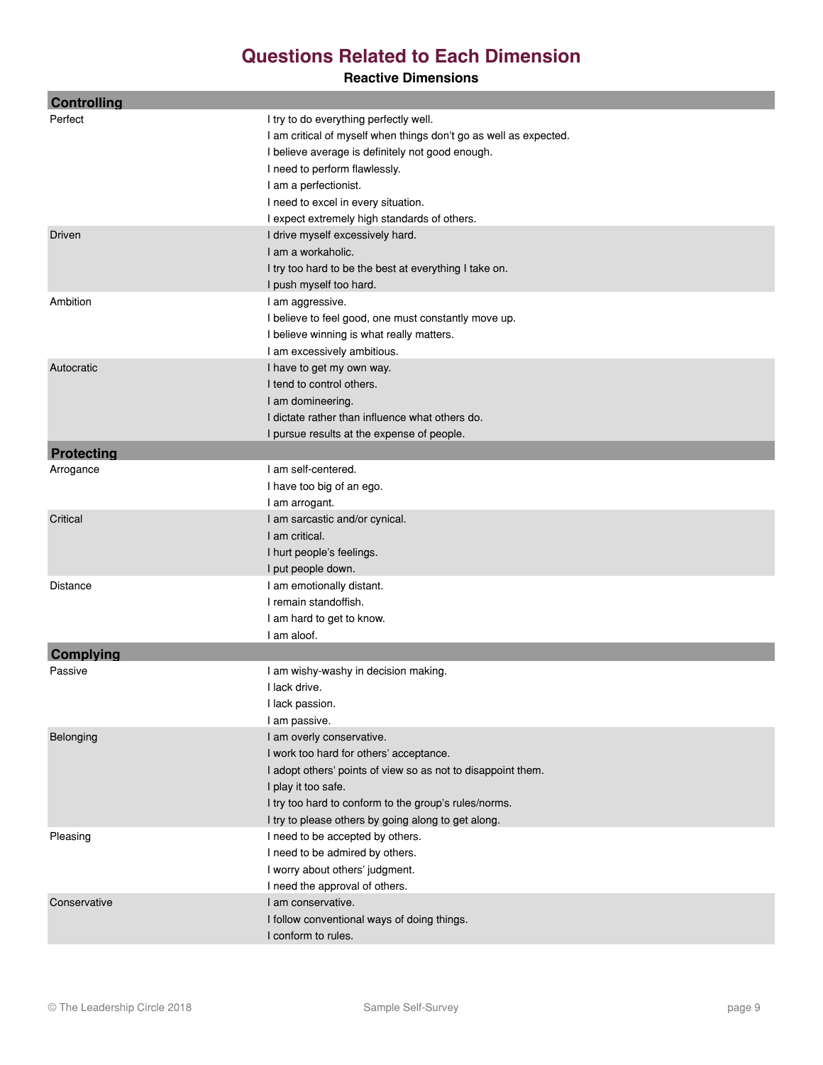# Questions Related to Each Dimension

**Reactive Dimensions**

| Dimension | Question |
|---|---|
| **Controlling** | |
| Perfect | I try to do everything perfectly well. |
| | I am critical of myself when things don't go as well as expected. |
| | I believe average is definitely not good enough. |
| | I need to perform flawlessly. |
| | I am a perfectionist. |
| | I need to excel in every situation. |
| | I expect extremely high standards of others. |
| Driven | I drive myself excessively hard. |
| | I am a workaholic. |
| | I try too hard to be the best at everything I take on. |
| | I push myself too hard. |
| Ambition | I am aggressive. |
| | I believe to feel good, one must constantly move up. |
| | I believe winning is what really matters. |
| | I am excessively ambitious. |
| Autocratic | I have to get my own way. |
| | I tend to control others. |
| | I am domineering. |
| | I dictate rather than influence what others do. |
| | I pursue results at the expense of people. |
| **Protecting** | |
| Arrogance | I am self-centered. |
| | I have too big of an ego. |
| | I am arrogant. |
| Critical | I am sarcastic and/or cynical. |
| | I am critical. |
| | I hurt people's feelings. |
| | I put people down. |
| Distance | I am emotionally distant. |
| | I remain standoffish. |
| | I am hard to get to know. |
| | I am aloof. |
| **Complying** | |
| Passive | I am wishy-washy in decision making. |
| | I lack drive. |
| | I lack passion. |
| | I am passive. |
| Belonging | I am overly conservative. |
| | I work too hard for others' acceptance. |
| | I adopt others' points of view so as not to disappoint them. |
| | I play it too safe. |
| | I try too hard to conform to the group's rules/norms. |
| | I try to please others by going along to get along. |
| Pleasing | I need to be accepted by others. |
| | I need to be admired by others. |
| | I worry about others' judgment. |
| | I need the approval of others. |
| Conservative | I am conservative. |
| | I follow conventional ways of doing things. |
| | I conform to rules. |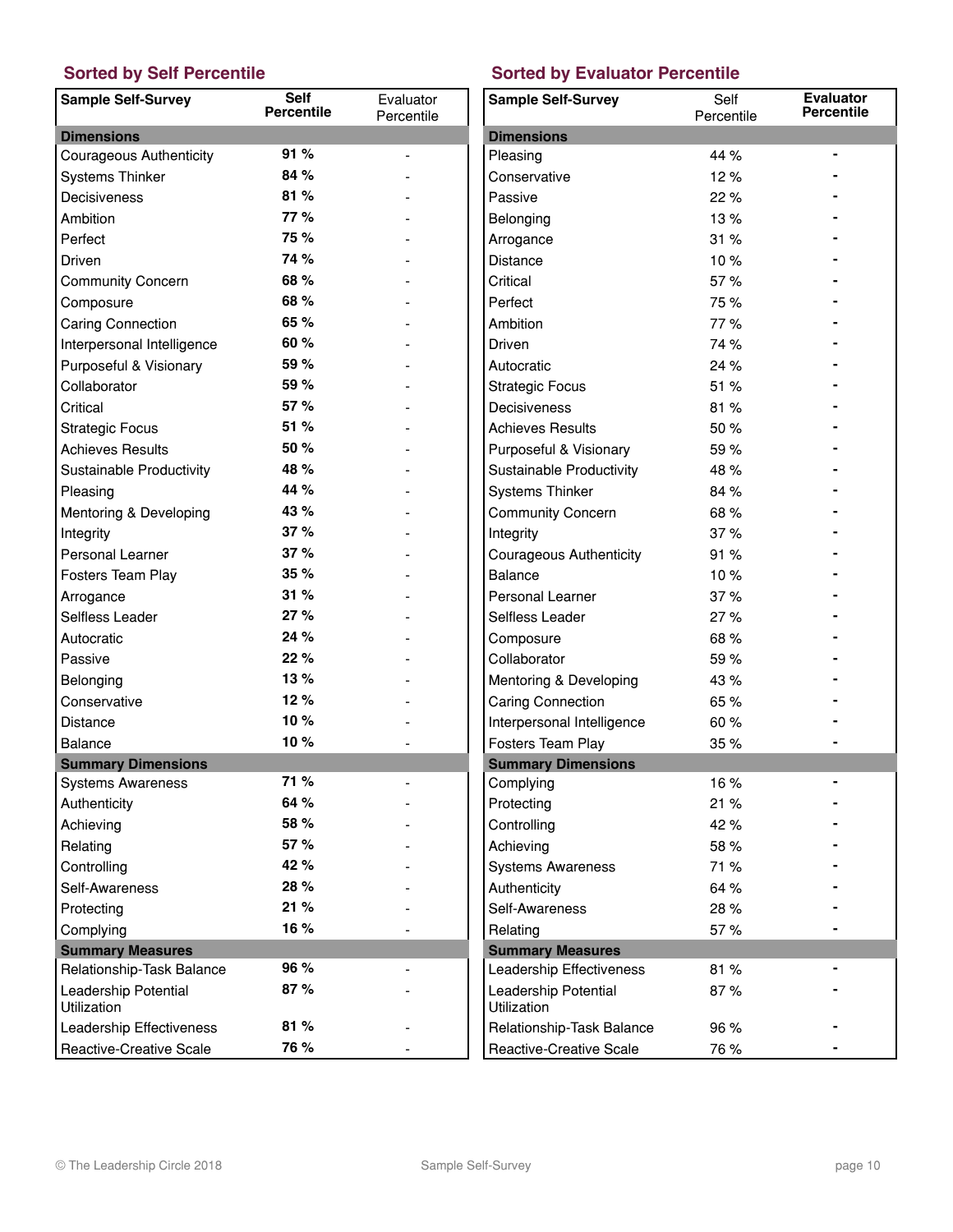## Sorted by Self Percentile

| Sample Self-Survey | Self Percentile | Evaluator Percentile |
|---|---|---|
| **Dimensions** | | |
| Courageous Authenticity | **91 %** | - |
| Systems Thinker | **84 %** | - |
| Decisiveness | **81 %** | - |
| Ambition | **77 %** | - |
| Perfect | **75 %** | - |
| Driven | **74 %** | - |
| Community Concern | **68 %** | - |
| Composure | **68 %** | - |
| Caring Connection | **65 %** | - |
| Interpersonal Intelligence | **60 %** | - |
| Purposeful & Visionary | **59 %** | - |
| Collaborator | **59 %** | - |
| Critical | **57 %** | - |
| Strategic Focus | **51 %** | - |
| Achieves Results | **50 %** | - |
| Sustainable Productivity | **48 %** | - |
| Pleasing | **44 %** | - |
| Mentoring & Developing | **43 %** | - |
| Integrity | **37 %** | - |
| Personal Learner | **37 %** | - |
| Fosters Team Play | **35 %** | - |
| Arrogance | **31 %** | - |
| Selfless Leader | **27 %** | - |
| Autocratic | **24 %** | - |
| Passive | **22 %** | - |
| Belonging | **13 %** | - |
| Conservative | **12 %** | - |
| Distance | **10 %** | - |
| Balance | **10 %** | - |
| **Summary Dimensions** | | |
| Systems Awareness | **71 %** | - |
| Authenticity | **64 %** | - |
| Achieving | **58 %** | - |
| Relating | **57 %** | - |
| Controlling | **42 %** | - |
| Self-Awareness | **28 %** | - |
| Protecting | **21 %** | - |
| Complying | **16 %** | - |
| **Summary Measures** | | |
| Relationship-Task Balance | **96 %** | - |
| Leadership Potential Utilization | **87 %** | - |
| Leadership Effectiveness | **81 %** | - |
| Reactive-Creative Scale | **76 %** | - |

## Sorted by Evaluator Percentile

| Sample Self-Survey | Self Percentile | Evaluator Percentile |
|---|---|---|
| **Dimensions** | | |
| Pleasing | 44 % | - |
| Conservative | 12 % | - |
| Passive | 22 % | - |
| Belonging | 13 % | - |
| Arrogance | 31 % | - |
| Distance | 10 % | - |
| Critical | 57 % | - |
| Perfect | 75 % | - |
| Ambition | 77 % | - |
| Driven | 74 % | - |
| Autocratic | 24 % | - |
| Strategic Focus | 51 % | - |
| Decisiveness | 81 % | - |
| Achieves Results | 50 % | - |
| Purposeful & Visionary | 59 % | - |
| Sustainable Productivity | 48 % | - |
| Systems Thinker | 84 % | - |
| Community Concern | 68 % | - |
| Integrity | 37 % | - |
| Courageous Authenticity | 91 % | - |
| Balance | 10 % | - |
| Personal Learner | 37 % | - |
| Selfless Leader | 27 % | - |
| Composure | 68 % | - |
| Collaborator | 59 % | - |
| Mentoring & Developing | 43 % | - |
| Caring Connection | 65 % | - |
| Interpersonal Intelligence | 60 % | - |
| Fosters Team Play | 35 % | - |
| **Summary Dimensions** | | |
| Complying | 16 % | - |
| Protecting | 21 % | - |
| Controlling | 42 % | - |
| Achieving | 58 % | - |
| Systems Awareness | 71 % | - |
| Authenticity | 64 % | - |
| Self-Awareness | 28 % | - |
| Relating | 57 % | - |
| **Summary Measures** | | |
| Leadership Effectiveness | 81 % | - |
| Leadership Potential Utilization | 87 % | - |
| Relationship-Task Balance | 96 % | - |
| Reactive-Creative Scale | 76 % | - |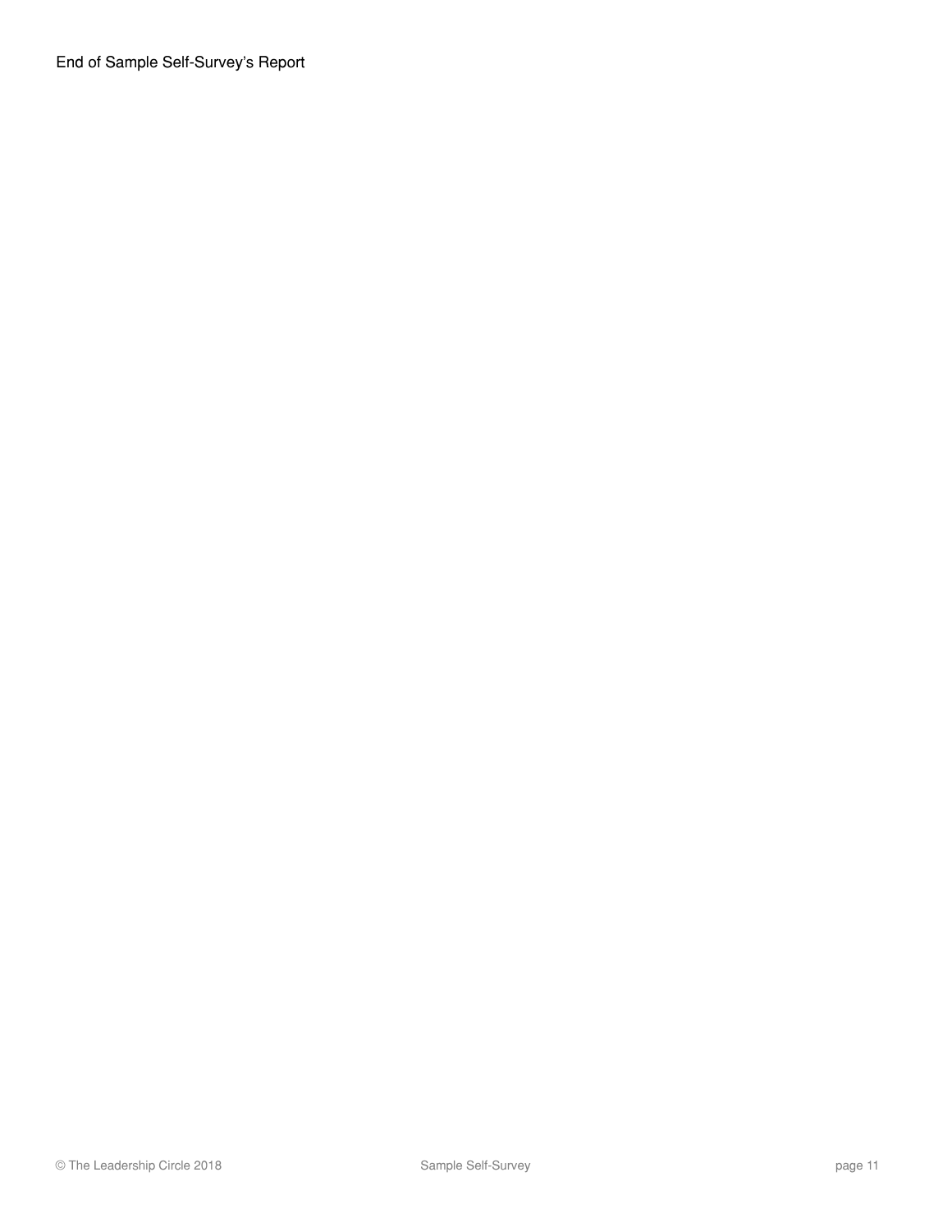End of Sample Self-Survey's Report